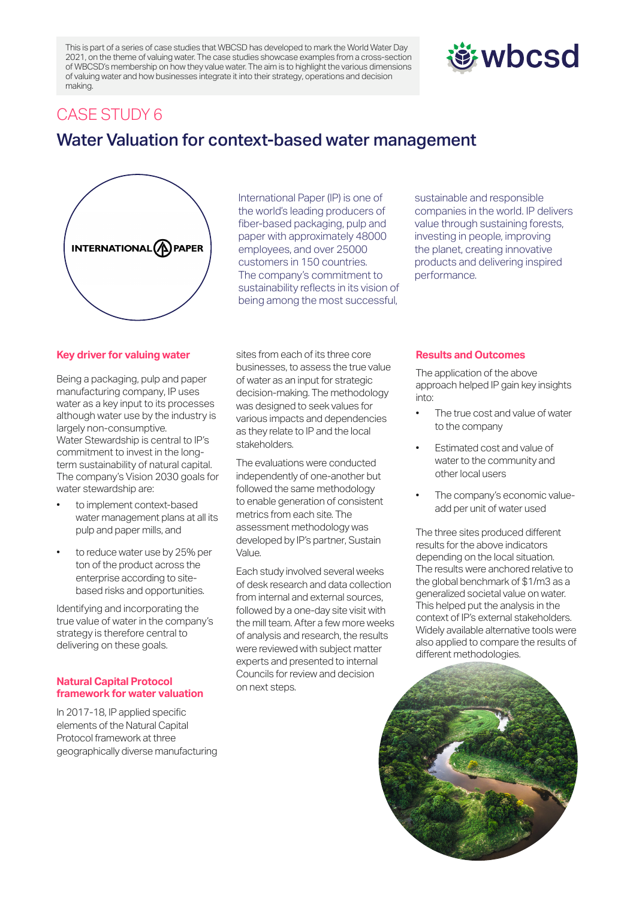This is part of a series of case studies that WBCSD has developed to mark the World Water Day 2021, on the theme of valuing water. The case studies showcase examples from a cross-section of WBCSD's membership on how they value water. The aim is to highlight the various dimensions of valuing water and how businesses integrate it into their strategy, operations and decision making.

# CASE STUDY 6

## Water Valuation for context-based water management

International Paper (IP) is one of the world's leading producers of fiber-based packaging, pulp and paper with approximately 48000 employees, and over 25000 customers in 150 countries. The company's commitment to sustainability reflects in its vision of being among the most successful, sustainable and responsible companies in the world. IP delivers value through sustaining forests, investing in people, improving the planet, creating innovative products and delivering inspired performance.

### Key driver for valuing water

Being a packaging, pulp and paper manufacturing company, IP uses water as a key input to its processes although water use by the industry is largely non-consumptive. Water Stewardship is central to IP's commitment to invest in the long-term sustainability of natural capital. The company's Vision 2030 goals for water stewardship are:

- to implement context-based water management plans at all its pulp and paper mills, and
- to reduce water use by 25% per ton of the product across the enterprise according to site-based risks and opportunities.

Identifying and incorporating the true value of water in the company's strategy is therefore central to delivering on these goals.

### Natural Capital Protocol framework for water valuation

In 2017-18, IP applied specific elements of the Natural Capital Protocol framework at three geographically diverse manufacturing sites from each of its three core businesses, to assess the true value of water as an input for strategic decision-making. The methodology was designed to seek values for various impacts and dependencies as they relate to IP and the local stakeholders.

The evaluations were conducted independently of one-another but followed the same methodology to enable generation of consistent metrics from each site. The assessment methodology was developed by IP's partner, Sustain Value.

Each study involved several weeks of desk research and data collection from internal and external sources, followed by a one-day site visit with the mill team. After a few more weeks of analysis and research, the results were reviewed with subject matter experts and presented to internal Councils for review and decision on next steps.

### Results and Outcomes

The application of the above approach helped IP gain key insights into:

- The true cost and value of water to the company
- Estimated cost and value of water to the community and other local users
- The company's economic value-add per unit of water used

The three sites produced different results for the above indicators depending on the local situation. The results were anchored relative to the global benchmark of $1/m3 as a generalized societal value on water. This helped put the analysis in the context of IP's external stakeholders. Widely available alternative tools were also applied to compare the results of different methodologies.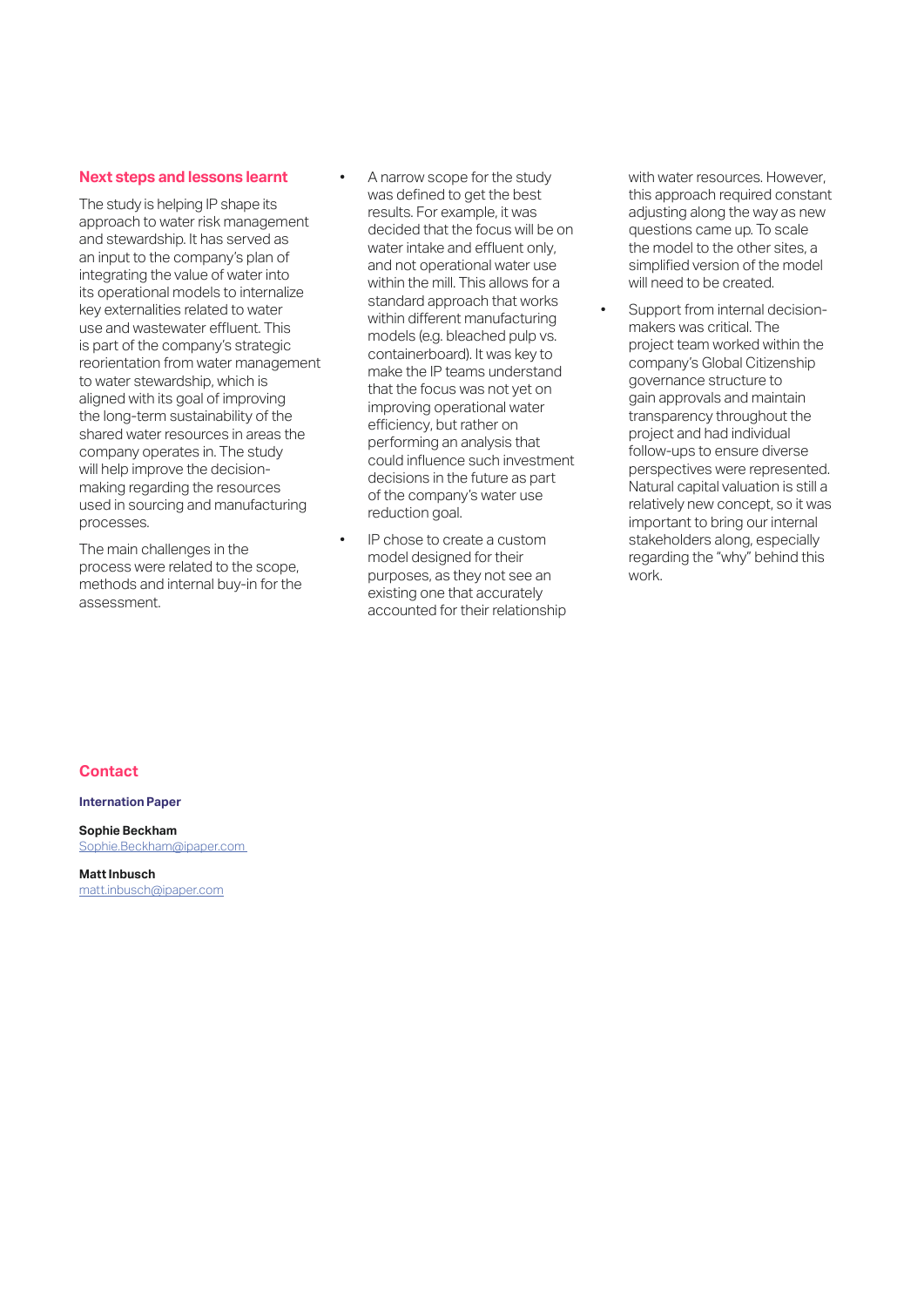## Next steps and lessons learnt

The study is helping IP shape its approach to water risk management and stewardship. It has served as an input to the company's plan of integrating the value of water into its operational models to internalize key externalities related to water use and wastewater effluent. This is part of the company's strategic reorientation from water management to water stewardship, which is aligned with its goal of improving the long-term sustainability of the shared water resources in areas the company operates in. The study will help improve the decision-making regarding the resources used in sourcing and manufacturing processes.

The main challenges in the process were related to the scope, methods and internal buy-in for the assessment.

- A narrow scope for the study was defined to get the best results. For example, it was decided that the focus will be on water intake and effluent only, and not operational water use within the mill. This allows for a standard approach that works within different manufacturing models (e.g. bleached pulp vs. containerboard). It was key to make the IP teams understand that the focus was not yet on improving operational water efficiency, but rather on performing an analysis that could influence such investment decisions in the future as part of the company's water use reduction goal.
- IP chose to create a custom model designed for their purposes, as they not see an existing one that accurately accounted for their relationship with water resources. However, this approach required constant adjusting along the way as new questions came up. To scale the model to the other sites, a simplified version of the model will need to be created.
- Support from internal decision-makers was critical. The project team worked within the company's Global Citizenship governance structure to gain approvals and maintain transparency throughout the project and had individual follow-ups to ensure diverse perspectives were represented. Natural capital valuation is still a relatively new concept, so it was important to bring our internal stakeholders along, especially regarding the "why" behind this work.

## Contact

**Internation Paper**

**Sophie Beckham**
Sophie.Beckham@ipaper.com

**Matt Inbusch**
matt.inbusch@ipaper.com